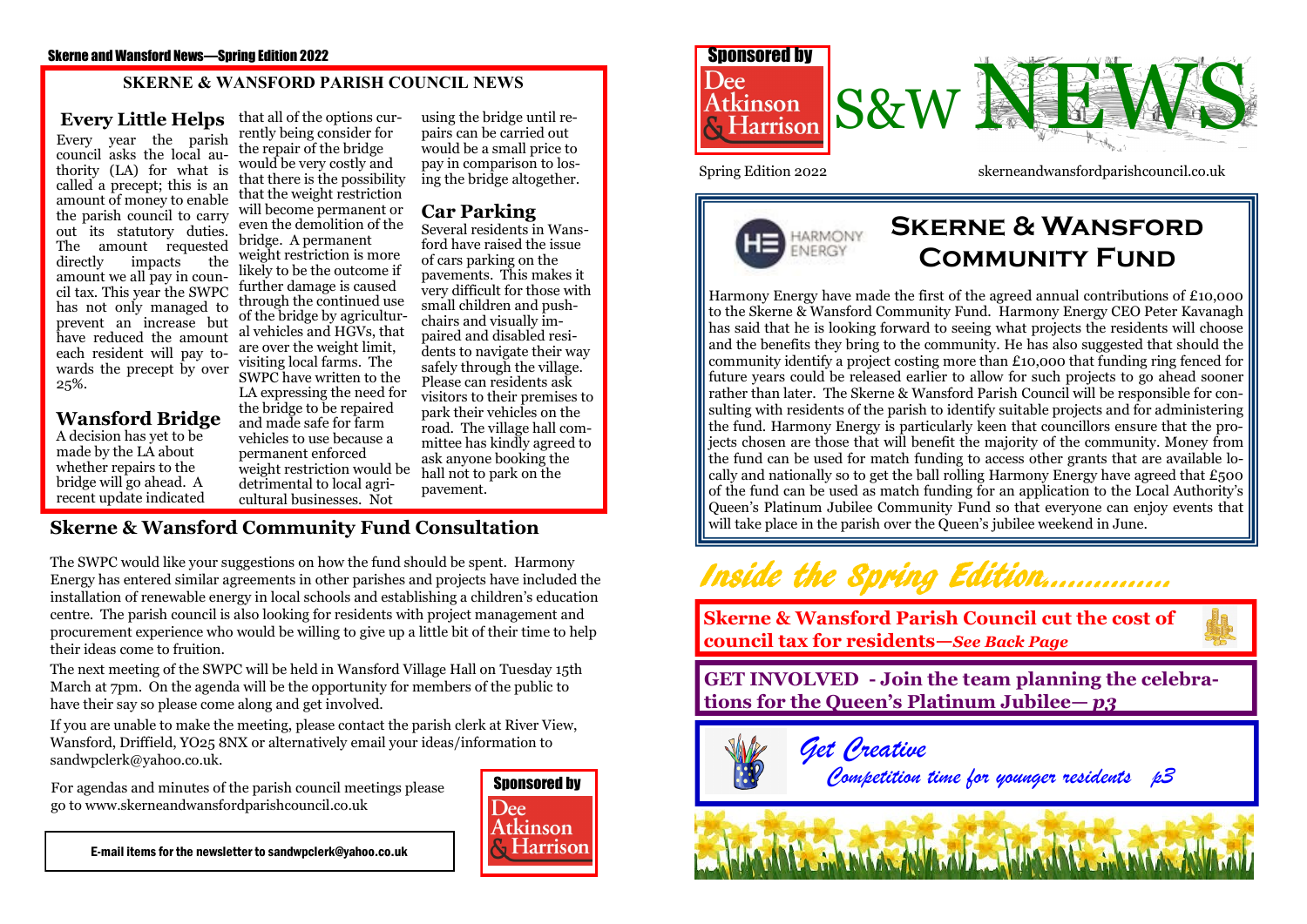## SKERNE & WANSFORD PARISH COUNCIL NEWS

### Every Little Helps

Every year the parish council asks the local authority (LA) for what is called a precept; this is an amount of money to enable the parish council to carry out its statutory duties. The amount requested directly impacts the amount we all pay in council tax. This year the SWPC has not only managed to prevent an increase but have reduced the amount each resident will pay towards the precept by over 25%.

### Wansford Bridge

A decision has yet to be made by the LA about whether repairs to the bridge will go ahead. A recent update indicated that all of the options currently being consider for the repair of the bridge would be very costly and that there is the possibility that the weight restriction will become permanent or even the demolition of the bridge. A permanent weight restriction is more likely to be the outcome if further damage is caused through the continued use of the bridge by agricultural vehicles and HGVs, that are over the weight limit, visiting local farms. The SWPC have written to the LA expressing the need for the bridge to be repaired and made safe for farm vehicles to use because a permanent enforced weight restriction would be detrimental to local agricultural businesses. Not using the bridge until repairs can be carried out would be a small price to pay in comparison to losing the bridge altogether.

### Car Parking

Several residents in Wansford have raised the issue of cars parking on the pavements. This makes it very difficult for those with small children and pushchairs and visually impaired and disabled residents to navigate their way safely through the village. Please can residents ask visitors to their premises to park their vehicles on the road. The village hall committee has kindly agreed to ask anyone booking the hall not to park on the pavement.

## Skerne & Wansford Community Fund Consultation

The SWPC would like your suggestions on how the fund should be spent. Harmony Energy has entered similar agreements in other parishes and projects have included the installation of renewable energy in local schools and establishing a children's education centre. The parish council is also looking for residents with project management and procurement experience who would be willing to give up a little bit of their time to help their ideas come to fruition.

The next meeting of the SWPC will be held in Wansford Village Hall on Tuesday 15th March at 7pm. On the agenda will be the opportunity for members of the public to have their say so please come along and get involved.

If you are unable to make the meeting, please contact the parish clerk at River View, Wansford, Driffield, YO25 8NX or alternatively email your ideas/information to sandwpclerk@yahoo.co.uk.

For agendas and minutes of the parish council meetings please go to www.skerneandwansfordparishcouncil.co.uk

**E-mail items for the newsletter to sandwpclerk@yahoo.co.uk**

Sponsored by Dee Atkinson & Harrison

---

Sponsored by Dee Atkinson & Harrison

# S&W NEWS

Spring Edition 2022

skerneandwansfordparishcouncil.co.uk

## Skerne & Wansford Community Fund

HARMONY ENERGY

Harmony Energy have made the first of the agreed annual contributions of £10,000 to the Skerne & Wansford Community Fund. Harmony Energy CEO Peter Kavanagh has said that he is looking forward to seeing what projects the residents will choose and the benefits they bring to the community. He has also suggested that should the community identify a project costing more than £10,000 that funding ring fenced for future years could be released earlier to allow for such projects to go ahead sooner rather than later. The Skerne & Wansford Parish Council will be responsible for consulting with residents of the parish to identify suitable projects and for administering the fund. Harmony Energy is particularly keen that councillors ensure that the projects chosen are those that will benefit the majority of the community. Money from the fund can be used for match funding to access other grants that are available locally and nationally so to get the ball rolling Harmony Energy have agreed that £500 of the fund can be used as match funding for an application to the Local Authority's Queen's Platinum Jubilee Community Fund so that everyone can enjoy events that will take place in the parish over the Queen's jubilee weekend in June.

## *Inside the Spring Edition..............*

**Skerne & Wansford Parish Council cut the cost of council tax for residents—*See Back Page***

**GET INVOLVED - Join the team planning the celebrations for the Queen's Platinum Jubilee— *p3***

*Get Creative*

*Competition time for younger residents p3*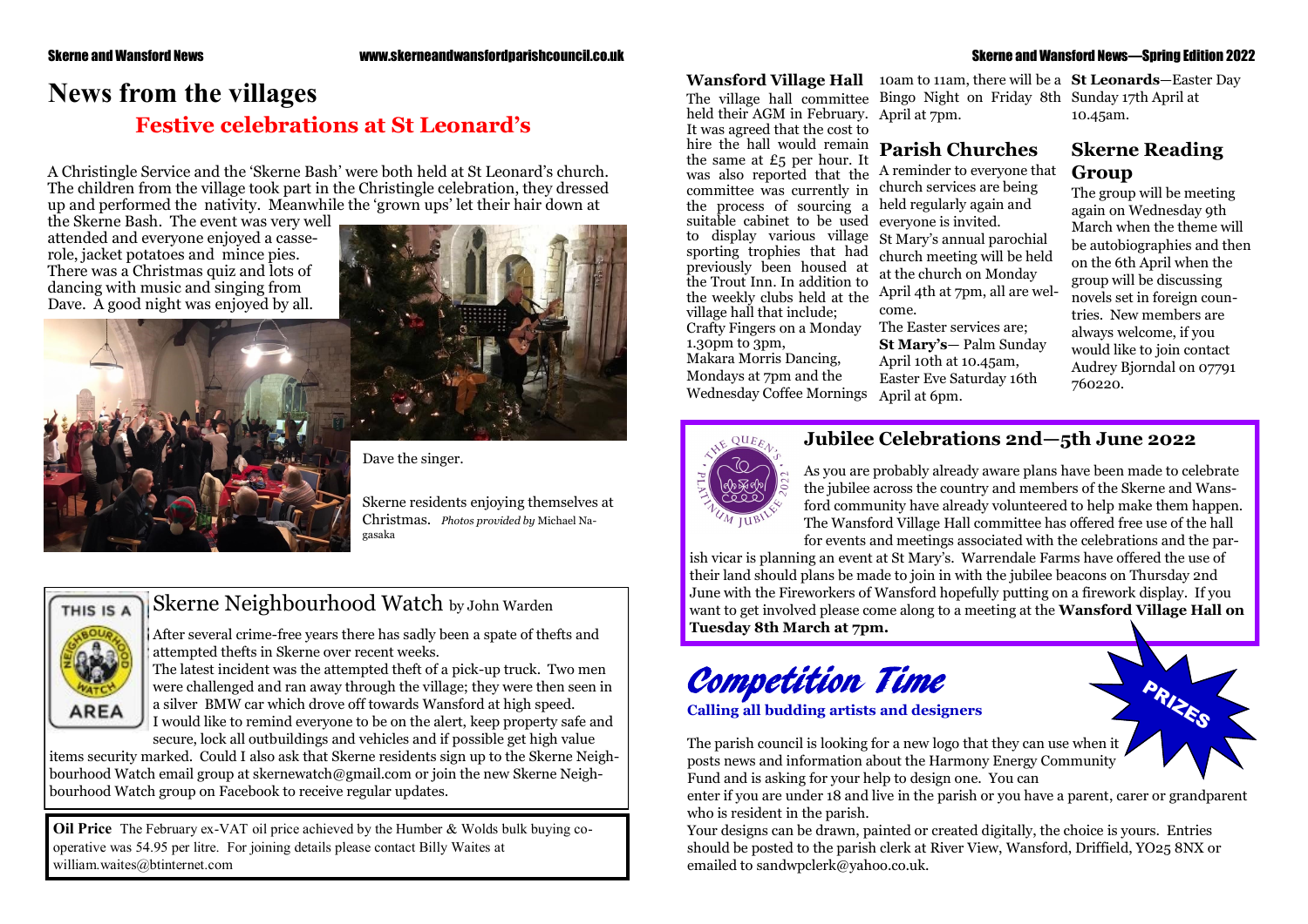# News from the villages

## Festive celebrations at St Leonard's

A Christingle Service and the 'Skerne Bash' were both held at St Leonard's church. The children from the village took part in the Christingle celebration, they dressed up and performed the nativity. Meanwhile the 'grown ups' let their hair down at the Skerne Bash. The event was very well attended and everyone enjoyed a casserole, jacket potatoes and mince pies. There was a Christmas quiz and lots of dancing with music and singing from Dave. A good night was enjoyed by all.

Dave the singer.

Skerne residents enjoying themselves at Christmas. *Photos provided by* Michael Nagasaka

## Skerne Neighbourhood Watch by John Warden

After several crime-free years there has sadly been a spate of thefts and attempted thefts in Skerne over recent weeks.

The latest incident was the attempted theft of a pick-up truck. Two men were challenged and ran away through the village; they were then seen in a silver BMW car which drove off towards Wansford at high speed.

I would like to remind everyone to be on the alert, keep property safe and secure, lock all outbuildings and vehicles and if possible get high value items security marked. Could I also ask that Skerne residents sign up to the Skerne Neighbourhood Watch email group at skernewatch@gmail.com or join the new Skerne Neighbourhood Watch group on Facebook to receive regular updates.

**Oil Price** The February ex-VAT oil price achieved by the Humber & Wolds bulk buying co-operative was 54.95 per litre. For joining details please contact Billy Waites at william.waites@btinternet.com

## Wansford Village Hall

The village hall committee held their AGM in February. It was agreed that the cost to hire the hall would remain the same at £5 per hour. It was also reported that the committee was currently in the process of sourcing a suitable cabinet to be used to display various village sporting trophies that had previously been housed at the Trout Inn. In addition to the weekly clubs held at the village hall that include; Crafty Fingers on a Monday 1.30pm to 3pm, Makara Morris Dancing, Mondays at 7pm and the Wednesday Coffee Mornings 10am to 11am, there will be a Bingo Night on Friday 8th April at 7pm.

## Parish Churches

A reminder to everyone that church services are being held regularly again and everyone is invited.

St Mary's annual parochial church meeting will be held at the church on Monday April 4th at 7pm, all are welcome.

The Easter services are;

**St Mary's**— Palm Sunday April 10th at 10.45am, Easter Eve Saturday 16th April at 6pm.

**St Leonards**—Easter Day Sunday 17th April at 10.45am.

## Skerne Reading Group

The group will be meeting again on Wednesday 9th March when the theme will be autobiographies and then on the 6th April when the group will be discussing novels set in foreign countries. New members are always welcome, if you would like to join contact Audrey Bjorndal on 07791 760220.

## Jubilee Celebrations 2nd—5th June 2022

As you are probably already aware plans have been made to celebrate the jubilee across the country and members of the Skerne and Wansford community have already volunteered to help make them happen. The Wansford Village Hall committee has offered free use of the hall for events and meetings associated with the celebrations and the parish vicar is planning an event at St Mary's. Warrendale Farms have offered the use of their land should plans be made to join in with the jubilee beacons on Thursday 2nd June with the Fireworkers of Wansford hopefully putting on a firework display. If you want to get involved please come along to a meeting at the **Wansford Village Hall on Tuesday 8th March at 7pm.**

## *Competition Time*

PRIZES

**Calling all budding artists and designers**

The parish council is looking for a new logo that they can use when it posts news and information about the Harmony Energy Community Fund and is asking for your help to design one. You can enter if you are under 18 and live in the parish or you have a parent, carer or grandparent who is resident in the parish.

Your designs can be drawn, painted or created digitally, the choice is yours. Entries should be posted to the parish clerk at River View, Wansford, Driffield, YO25 8NX or emailed to sandwpclerk@yahoo.co.uk.